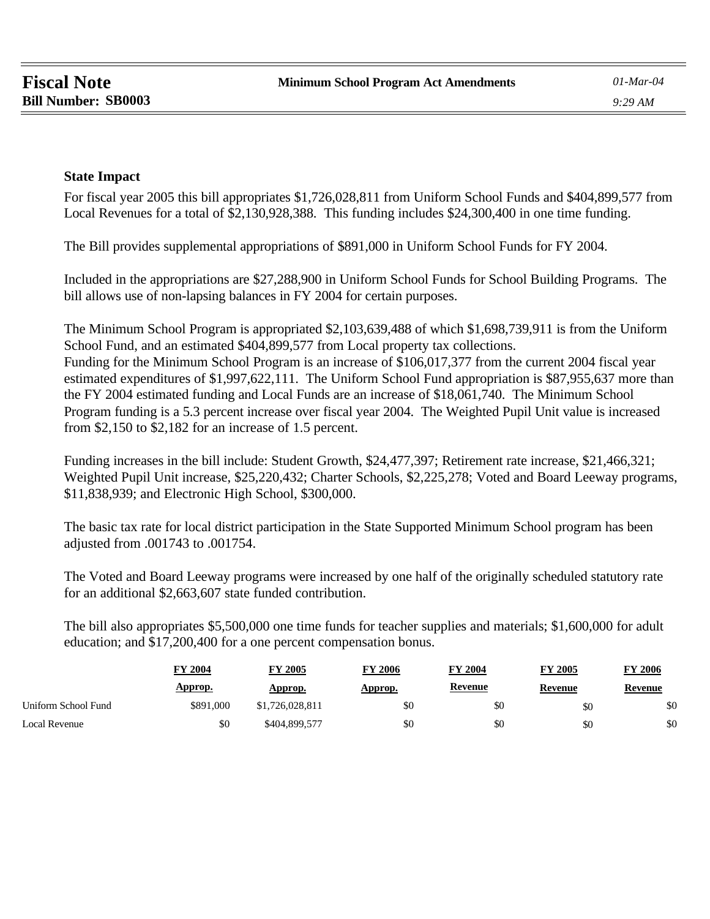**Fiscal Note** | **Minimum School Program Act Amendments** | *01-Mar-04*

**Bill Number: SB0003** | *9:29 AM*

### State Impact

For fiscal year 2005 this bill appropriates $1,726,028,811 from Uniform School Funds and $404,899,577 from Local Revenues for a total of $2,130,928,388. This funding includes $24,300,400 in one time funding.

The Bill provides supplemental appropriations of $891,000 in Uniform School Funds for FY 2004.

Included in the appropriations are $27,288,900 in Uniform School Funds for School Building Programs. The bill allows use of non-lapsing balances in FY 2004 for certain purposes.

The Minimum School Program is appropriated $2,103,639,488 of which $1,698,739,911 is from the Uniform School Fund, and an estimated $404,899,577 from Local property tax collections.
Funding for the Minimum School Program is an increase of $106,017,377 from the current 2004 fiscal year estimated expenditures of $1,997,622,111. The Uniform School Fund appropriation is $87,955,637 more than the FY 2004 estimated funding and Local Funds are an increase of $18,061,740. The Minimum School Program funding is a 5.3 percent increase over fiscal year 2004. The Weighted Pupil Unit value is increased from $2,150 to $2,182 for an increase of 1.5 percent.

Funding increases in the bill include: Student Growth, $24,477,397; Retirement rate increase, $21,466,321; Weighted Pupil Unit increase, $25,220,432; Charter Schools, $2,225,278; Voted and Board Leeway programs, $11,838,939; and Electronic High School, $300,000.

The basic tax rate for local district participation in the State Supported Minimum School program has been adjusted from .001743 to .001754.

The Voted and Board Leeway programs were increased by one half of the originally scheduled statutory rate for an additional $2,663,607 state funded contribution.

The bill also appropriates $5,500,000 one time funds for teacher supplies and materials; $1,600,000 for adult education; and $17,200,400 for a one percent compensation bonus.

| | FY 2004 Approp. | FY 2005 Approp. | FY 2006 Approp. | FY 2004 Revenue | FY 2005 Revenue | FY 2006 Revenue |
|---|---|---|---|---|---|---|
| Uniform School Fund | $891,000 | $1,726,028,811 | $0 | $0 | $0 | $0 |
| Local Revenue | $0 | $404,899,577 | $0 | $0 | $0 | $0 |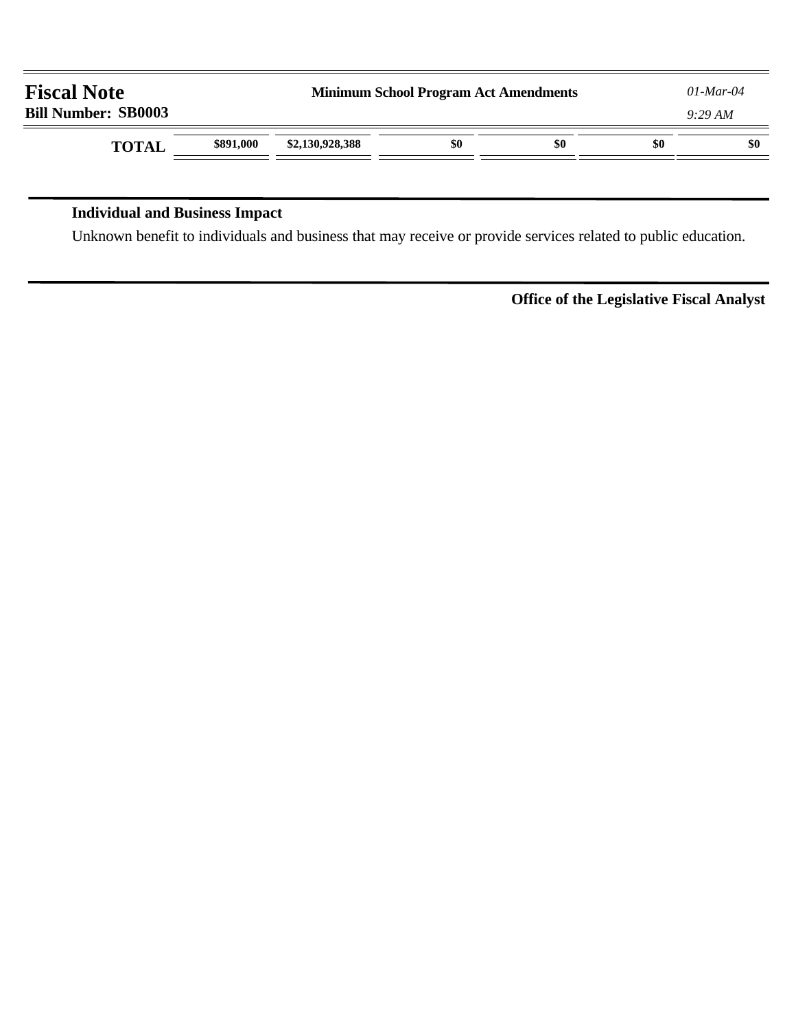**Fiscal Note** **Minimum School Program Act Amendments** *01-Mar-04*

**Bill Number: SB0003** *9:29 AM*

| | | | | | | |
|---|---|---|---|---|---|---|
| **TOTAL** | **$891,000** | **$2,130,928,388** | **$0** | **$0** | **$0** | **$0** |

### Individual and Business Impact

Unknown benefit to individuals and business that may receive or provide services related to public education.

**Office of the Legislative Fiscal Analyst**